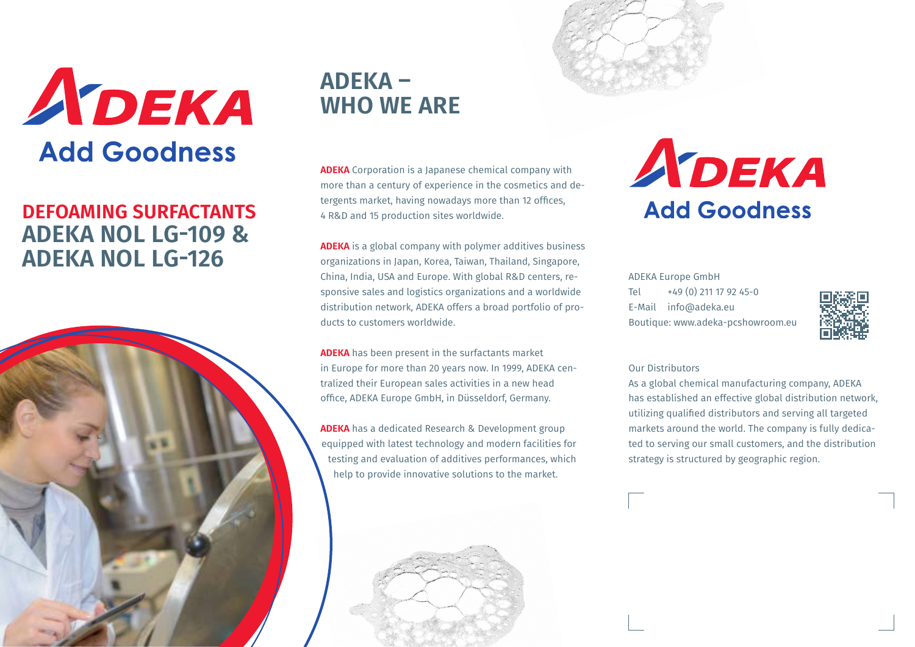ADEKA

Add Goodness

## DEFOAMING SURFACTANTS

# ADEKA NOL LG-109 & ADEKA NOL LG-126

## ADEKA – WHO WE ARE

**ADEKA** Corporation is a Japanese chemical company with more than a century of experience in the cosmetics and detergents market, having nowadays more than 12 offices, 4 R&D and 15 production sites worldwide.

**ADEKA** is a global company with polymer additives business organizations in Japan, Korea, Taiwan, Thailand, Singapore, China, India, USA and Europe. With global R&D centers, responsive sales and logistics organizations and a worldwide distribution network, ADEKA offers a broad portfolio of products to customers worldwide.

**ADEKA** has been present in the surfactants market in Europe for more than 20 years now. In 1999, ADEKA centralized their European sales activities in a new head office, ADEKA Europe GmbH, in Düsseldorf, Germany.

**ADEKA** has a dedicated Research & Development group equipped with latest technology and modern facilities for testing and evaluation of additives performances, which help to provide innovative solutions to the market.

ADEKA

Add Goodness

ADEKA Europe GmbH
Tel +49 (0) 211 17 92 45-0
E-Mail info@adeka.eu
Boutique: www.adeka-pcshowroom.eu

Our Distributors

As a global chemical manufacturing company, ADEKA has established an effective global distribution network, utilizing qualified distributors and serving all targeted markets around the world. The company is fully dedicated to serving our small customers, and the distribution strategy is structured by geographic region.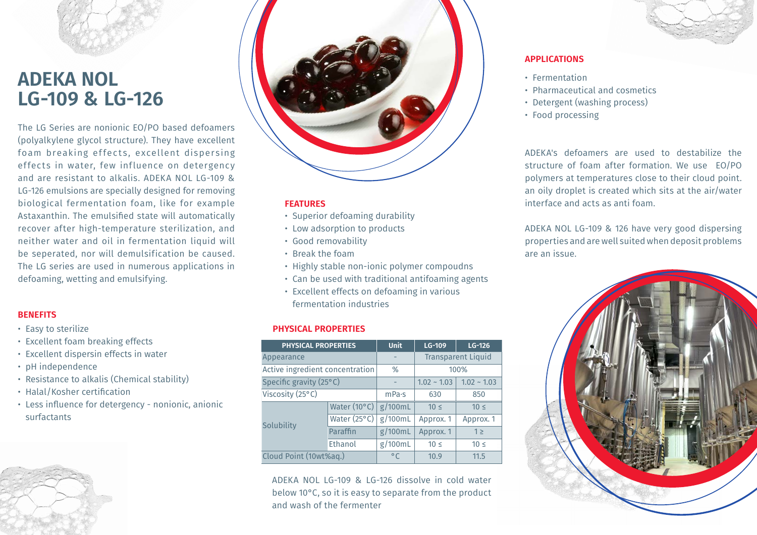# ADEKA NOL LG-109 & LG-126

The LG Series are nonionic EO/PO based defoamers (polyalkylene glycol structure). They have excellent foam breaking effects, excellent dispersing effects in water, few influence on detergency and are resistant to alkalis. ADEKA NOL LG-109 & LG-126 emulsions are specially designed for removing biological fermentation foam, like for example Astaxanthin. The emulsified state will automatically recover after high-temperature sterilization, and neither water and oil in fermentation liquid will be seperated, nor will demulsification be caused. The LG series are used in numerous applications in defoaming, wetting and emulsifying.

## BENEFITS

- Easy to sterilize
- Excellent foam breaking effects
- Excellent dispersin effects in water
- pH independence
- Resistance to alkalis (Chemical stability)
- Halal/Kosher certification
- Less influence for detergency - nonionic, anionic surfactants

## FEATURES

- Superior defoaming durability
- Low adsorption to products
- Good removability
- Break the foam
- Highly stable non-ionic polymer compoudns
- Can be used with traditional antifoaming agents
- Excellent effects on defoaming in various fermentation industries

## PHYSICAL PROPERTIES

| PHYSICAL PROPERTIES | | Unit | LG-109 | LG-126 |
|---|---|---|---|---|
| Appearance | | - | Transparent Liquid | |
| Active ingredient concentration | | % | 100% | |
| Specific gravity (25°C) | | - | 1.02 ~ 1.03 | 1.02 ~ 1.03 |
| Viscosity (25°C) | | mPa·s | 630 | 850 |
| Solubility | Water (10°C) | g/100mL | 10 ≤ | 10 ≤ |
| | Water (25°C) | g/100mL | Approx. 1 | Approx. 1 |
| | Paraffin | g/100mL | Approx. 1 | 1 ≥ |
| | Ethanol | g/100mL | 10 ≤ | 10 ≤ |
| Cloud Point (10wt%aq.) | | °C | 10.9 | 11.5 |

ADEKA NOL LG-109 & LG-126 dissolve in cold water below 10°C, so it is easy to separate from the product and wash of the fermenter

## APPLICATIONS

- Fermentation
- Pharmaceutical and cosmetics
- Detergent (washing process)
- Food processing

ADEKA's defoamers are used to destabilize the structure of foam after formation. We use EO/PO polymers at temperatures close to their cloud point. an oily droplet is created which sits at the air/water interface and acts as anti foam.

ADEKA NOL LG-109 & 126 have very good dispersing properties and are well suited when deposit problems are an issue.